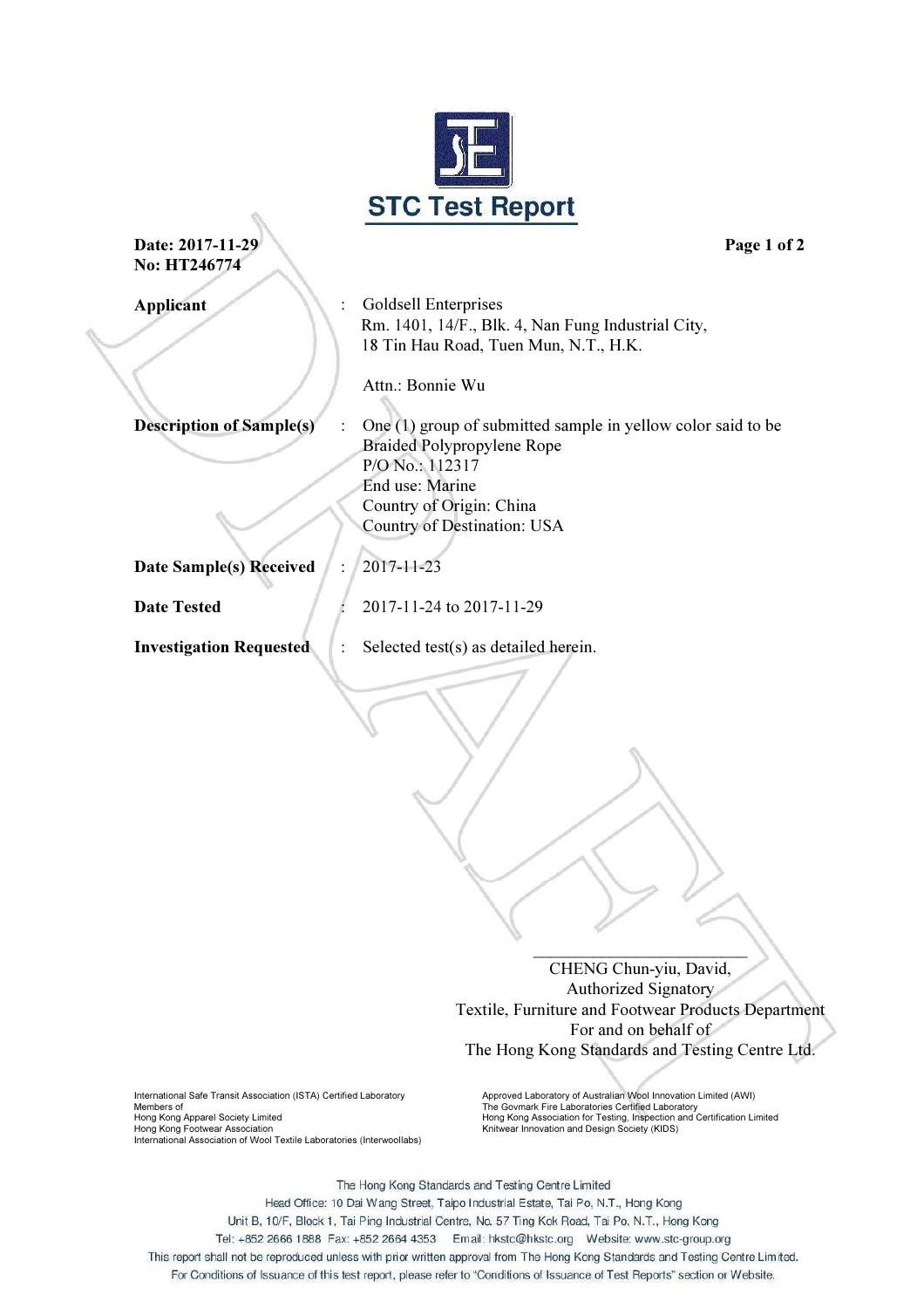# STC Test Report

**Date: 2017-11-29**
**No: HT246774**

| | | |
|---|---|---|
| **Applicant** | : | Goldsell Enterprises<br>Rm. 1401, 14/F., Blk. 4, Nan Fung Industrial City,<br>18 Tin Hau Road, Tuen Mun, N.T., H.K.<br><br>Attn.: Bonnie Wu |
| **Description of Sample(s)** | : | One (1) group of submitted sample in yellow color said to be<br>Braided Polypropylene Rope<br>P/O No.: 112317<br>End use: Marine<br>Country of Origin: China<br>Country of Destination: USA |
| **Date Sample(s) Received** | : | 2017-11-23 |
| **Date Tested** | : | 2017-11-24 to 2017-11-29 |
| **Investigation Requested** | : | Selected test(s) as detailed herein. |

CHENG Chun-yiu, David,
Authorized Signatory
Textile, Furniture and Footwear Products Department
For and on behalf of
The Hong Kong Standards and Testing Centre Ltd.

International Safe Transit Association (ISTA) Certified Laboratory
Members of
Hong Kong Apparel Society Limited
Hong Kong Footwear Association
International Association of Wool Textile Laboratories (Interwoollabs)

Approved Laboratory of Australian Wool Innovation Limited (AWI)
The Govmark Fire Laboratories Certified Laboratory
Hong Kong Association for Testing, Inspection and Certification Limited
Knitwear Innovation and Design Society (KIDS)

The Hong Kong Standards and Testing Centre Limited
Head Office: 10 Dai Wang Street, Taipo Industrial Estate, Tai Po, N.T., Hong Kong
Unit B, 10/F, Block 1, Tai Ping Industrial Centre, No. 57 Ting Kok Road, Tai Po, N.T., Hong Kong
Tel: +852 2666 1888 Fax: +852 2664 4353 Email: hkstc@hkstc.org Website: www.stc-group.org
This report shall not be reproduced unless with prior written approval from The Hong Kong Standards and Testing Centre Limited.
For Conditions of Issuance of this test report, please refer to "Conditions of Issuance of Test Reports" section or Website.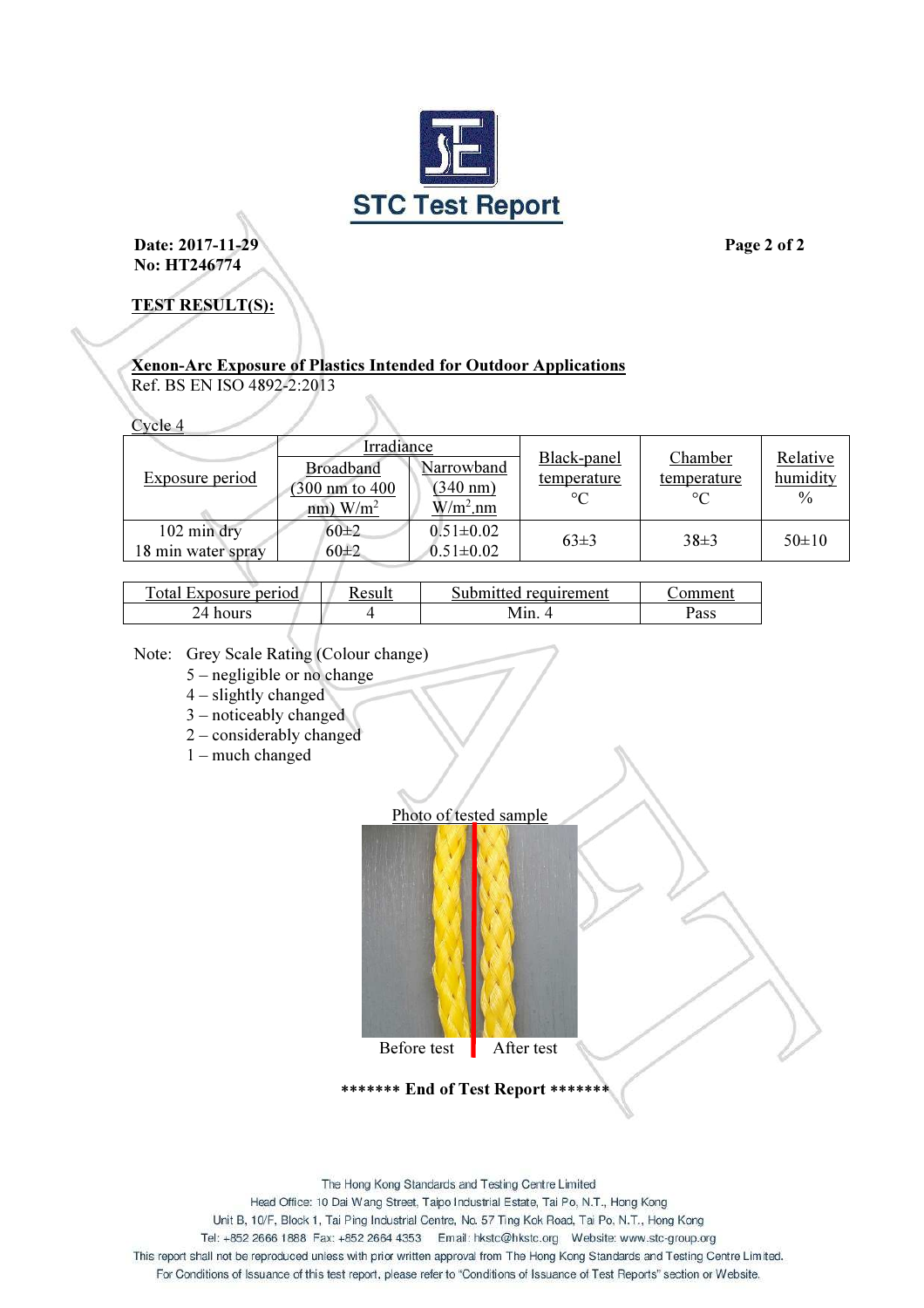**Date: 2017-11-29**
**No: HT246774**

**TEST RESULT(S):**

**Xenon-Arc Exposure of Plastics Intended for Outdoor Applications**
Ref. BS EN ISO 4892-2:2013

Cycle 4

| Exposure period | Irradiance | | Black-panel temperature °C | Chamber temperature °C | Relative humidity % |
|---|---|---|---|---|---|
| | Broadband (300 nm to 400 nm) $W/m^2$ | Narrowband (340 nm) $W/m^2.nm$ | | | |
| 102 min dry<br>18 min water spray | 60±2<br>60±2 | 0.51±0.02<br>0.51±0.02 | 63±3 | 38±3 | 50±10 |

| Total Exposure period | Result | Submitted requirement | Comment |
|---|---|---|---|
| 24 hours | 4 | Min. 4 | Pass |

Note: Grey Scale Rating (Colour change)
- 5 – negligible or no change
- 4 – slightly changed
- 3 – noticeably changed
- 2 – considerably changed
- 1 – much changed

Photo of tested sample

Before test | After test

**\*\*\*\*\*\*\* End of Test Report \*\*\*\*\*\*\***

The Hong Kong Standards and Testing Centre Limited
Head Office: 10 Dai Wang Street, Taipo Industrial Estate, Tai Po, N.T., Hong Kong
Unit B, 10/F, Block 1, Tai Ping Industrial Centre, No. 57 Ting Kok Road, Tai Po, N.T., Hong Kong
Tel: +852 2666 1888 Fax: +852 2664 4353 Email: hkstc@hkstc.org Website: www.stc-group.org
This report shall not be reproduced unless with prior written approval from The Hong Kong Standards and Testing Centre Limited.
For Conditions of Issuance of this test report, please refer to "Conditions of Issuance of Test Reports" section or Website.